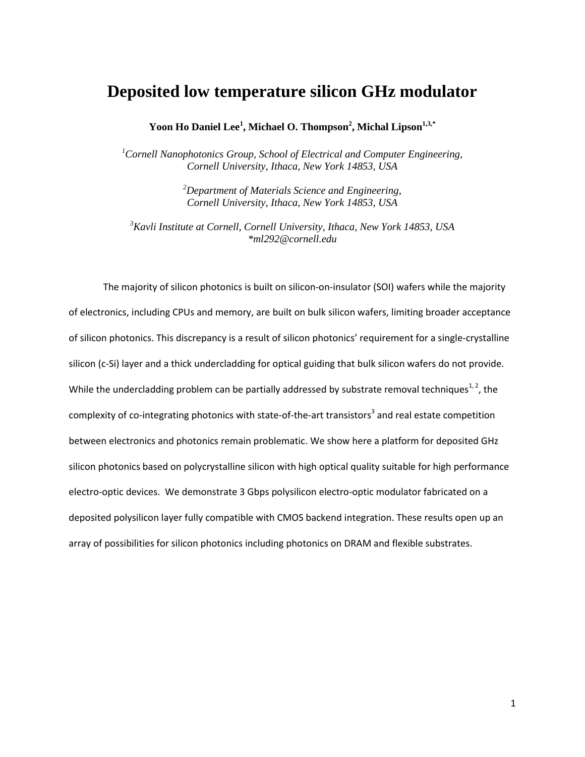# Deposited low temperature silicon GHz modulator

**Yoon Ho Daniel Lee[1], Michael O. Thompson[2], Michal Lipson[1,3,*]**

[1]*Cornell Nanophotonics Group, School of Electrical and Computer Engineering, Cornell University, Ithaca, New York 14853, USA*

[2]*Department of Materials Science and Engineering, Cornell University, Ithaca, New York 14853, USA*

[3]*Kavli Institute at Cornell, Cornell University, Ithaca, New York 14853, USA*
*\*ml292@cornell.edu*

The majority of silicon photonics is built on silicon-on-insulator (SOI) wafers while the majority of electronics, including CPUs and memory, are built on bulk silicon wafers, limiting broader acceptance of silicon photonics. This discrepancy is a result of silicon photonics' requirement for a single-crystalline silicon (c-Si) layer and a thick undercladding for optical guiding that bulk silicon wafers do not provide. While the undercladding problem can be partially addressed by substrate removal techniques[1, 2], the complexity of co-integrating photonics with state-of-the-art transistors[3] and real estate competition between electronics and photonics remain problematic. We show here a platform for deposited GHz silicon photonics based on polycrystalline silicon with high optical quality suitable for high performance electro-optic devices. We demonstrate 3 Gbps polysilicon electro-optic modulator fabricated on a deposited polysilicon layer fully compatible with CMOS backend integration. These results open up an array of possibilities for silicon photonics including photonics on DRAM and flexible substrates.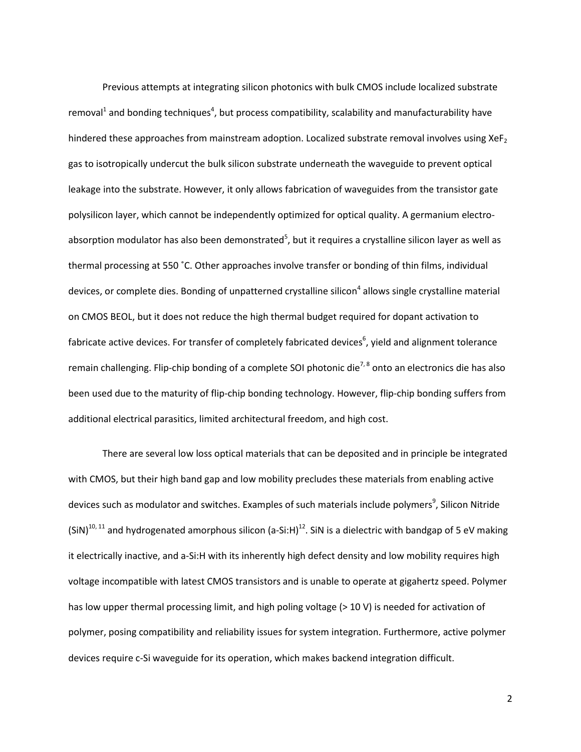Previous attempts at integrating silicon photonics with bulk CMOS include localized substrate removal[1] and bonding techniques[4], but process compatibility, scalability and manufacturability have hindered these approaches from mainstream adoption. Localized substrate removal involves using $XeF_2$ gas to isotropically undercut the bulk silicon substrate underneath the waveguide to prevent optical leakage into the substrate. However, it only allows fabrication of waveguides from the transistor gate polysilicon layer, which cannot be independently optimized for optical quality. A germanium electro-absorption modulator has also been demonstrated[5], but it requires a crystalline silicon layer as well as thermal processing at 550 ˚C. Other approaches involve transfer or bonding of thin films, individual devices, or complete dies. Bonding of unpatterned crystalline silicon[4] allows single crystalline material on CMOS BEOL, but it does not reduce the high thermal budget required for dopant activation to fabricate active devices. For transfer of completely fabricated devices[6], yield and alignment tolerance remain challenging. Flip-chip bonding of a complete SOI photonic die[7,8] onto an electronics die has also been used due to the maturity of flip-chip bonding technology. However, flip-chip bonding suffers from additional electrical parasitics, limited architectural freedom, and high cost.

There are several low loss optical materials that can be deposited and in principle be integrated with CMOS, but their high band gap and low mobility precludes these materials from enabling active devices such as modulator and switches. Examples of such materials include polymers[9], Silicon Nitride (SiN)[10,11] and hydrogenated amorphous silicon (a-Si:H)[12]. SiN is a dielectric with bandgap of 5 eV making it electrically inactive, and a-Si:H with its inherently high defect density and low mobility requires high voltage incompatible with latest CMOS transistors and is unable to operate at gigahertz speed. Polymer has low upper thermal processing limit, and high poling voltage (> 10 V) is needed for activation of polymer, posing compatibility and reliability issues for system integration. Furthermore, active polymer devices require c-Si waveguide for its operation, which makes backend integration difficult.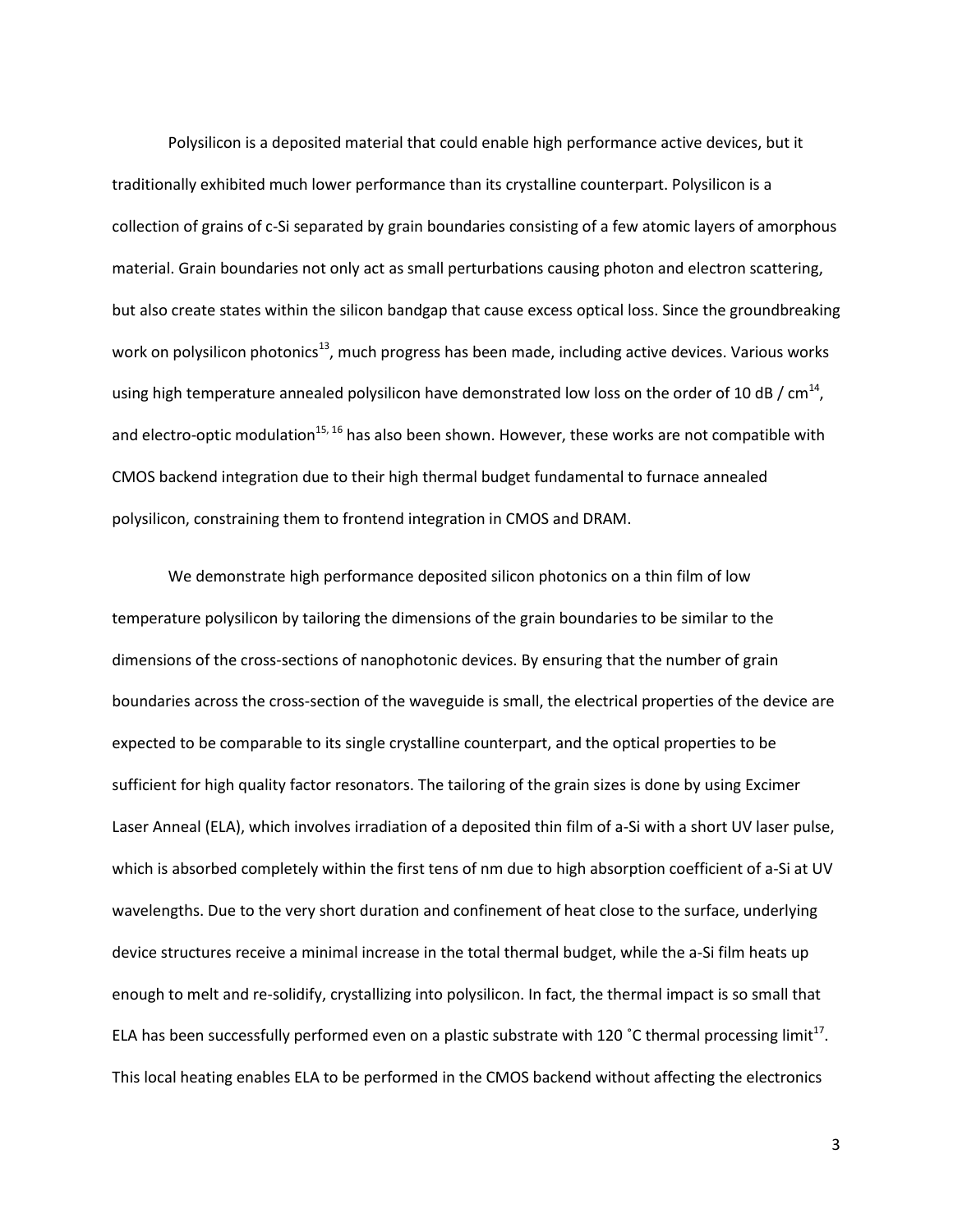Polysilicon is a deposited material that could enable high performance active devices, but it traditionally exhibited much lower performance than its crystalline counterpart. Polysilicon is a collection of grains of c-Si separated by grain boundaries consisting of a few atomic layers of amorphous material. Grain boundaries not only act as small perturbations causing photon and electron scattering, but also create states within the silicon bandgap that cause excess optical loss. Since the groundbreaking work on polysilicon photonics[13], much progress has been made, including active devices. Various works using high temperature annealed polysilicon have demonstrated low loss on the order of 10 dB / cm[14], and electro-optic modulation[15, 16] has also been shown. However, these works are not compatible with CMOS backend integration due to their high thermal budget fundamental to furnace annealed polysilicon, constraining them to frontend integration in CMOS and DRAM.

We demonstrate high performance deposited silicon photonics on a thin film of low temperature polysilicon by tailoring the dimensions of the grain boundaries to be similar to the dimensions of the cross-sections of nanophotonic devices. By ensuring that the number of grain boundaries across the cross-section of the waveguide is small, the electrical properties of the device are expected to be comparable to its single crystalline counterpart, and the optical properties to be sufficient for high quality factor resonators. The tailoring of the grain sizes is done by using Excimer Laser Anneal (ELA), which involves irradiation of a deposited thin film of a-Si with a short UV laser pulse, which is absorbed completely within the first tens of nm due to high absorption coefficient of a-Si at UV wavelengths. Due to the very short duration and confinement of heat close to the surface, underlying device structures receive a minimal increase in the total thermal budget, while the a-Si film heats up enough to melt and re-solidify, crystallizing into polysilicon. In fact, the thermal impact is so small that ELA has been successfully performed even on a plastic substrate with 120 ˚C thermal processing limit[17]. This local heating enables ELA to be performed in the CMOS backend without affecting the electronics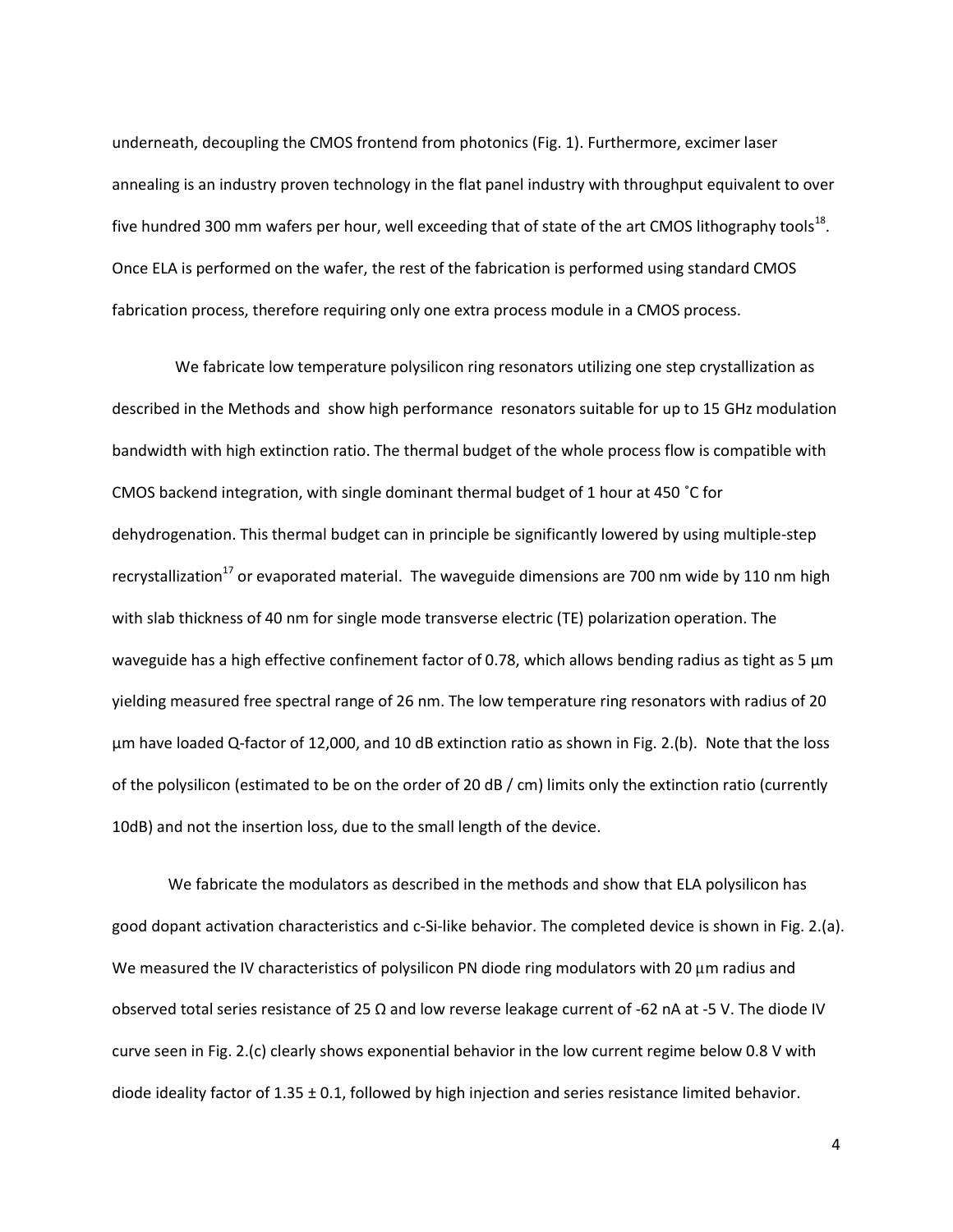underneath, decoupling the CMOS frontend from photonics (Fig. 1). Furthermore, excimer laser annealing is an industry proven technology in the flat panel industry with throughput equivalent to over five hundred 300 mm wafers per hour, well exceeding that of state of the art CMOS lithography tools[18]. Once ELA is performed on the wafer, the rest of the fabrication is performed using standard CMOS fabrication process, therefore requiring only one extra process module in a CMOS process.

We fabricate low temperature polysilicon ring resonators utilizing one step crystallization as described in the Methods and show high performance resonators suitable for up to 15 GHz modulation bandwidth with high extinction ratio. The thermal budget of the whole process flow is compatible with CMOS backend integration, with single dominant thermal budget of 1 hour at 450 ˚C for dehydrogenation. This thermal budget can in principle be significantly lowered by using multiple-step recrystallization[17] or evaporated material. The waveguide dimensions are 700 nm wide by 110 nm high with slab thickness of 40 nm for single mode transverse electric (TE) polarization operation. The waveguide has a high effective confinement factor of 0.78, which allows bending radius as tight as 5 µm yielding measured free spectral range of 26 nm. The low temperature ring resonators with radius of 20 µm have loaded Q-factor of 12,000, and 10 dB extinction ratio as shown in Fig. 2.(b). Note that the loss of the polysilicon (estimated to be on the order of 20 dB / cm) limits only the extinction ratio (currently 10dB) and not the insertion loss, due to the small length of the device.

We fabricate the modulators as described in the methods and show that ELA polysilicon has good dopant activation characteristics and c-Si-like behavior. The completed device is shown in Fig. 2.(a). We measured the IV characteristics of polysilicon PN diode ring modulators with 20 μm radius and observed total series resistance of 25 Ω and low reverse leakage current of -62 nA at -5 V. The diode IV curve seen in Fig. 2.(c) clearly shows exponential behavior in the low current regime below 0.8 V with diode ideality factor of 1.35 ± 0.1, followed by high injection and series resistance limited behavior.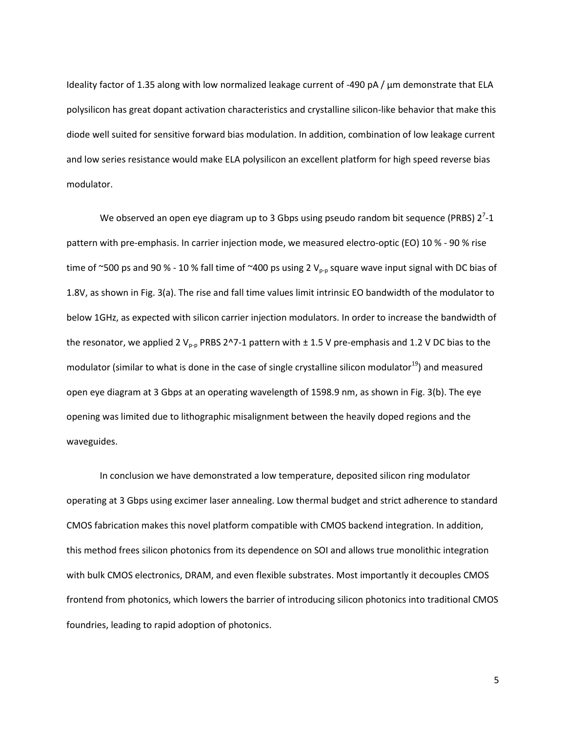Ideality factor of 1.35 along with low normalized leakage current of -490 pA / μm demonstrate that ELA polysilicon has great dopant activation characteristics and crystalline silicon-like behavior that make this diode well suited for sensitive forward bias modulation. In addition, combination of low leakage current and low series resistance would make ELA polysilicon an excellent platform for high speed reverse bias modulator.

We observed an open eye diagram up to 3 Gbps using pseudo random bit sequence (PRBS) $2^7$-1 pattern with pre-emphasis. In carrier injection mode, we measured electro-optic (EO) 10 % - 90 % rise time of ~500 ps and 90 % - 10 % fall time of ~400 ps using 2 $V_{p-p}$ square wave input signal with DC bias of 1.8V, as shown in Fig. 3(a). The rise and fall time values limit intrinsic EO bandwidth of the modulator to below 1GHz, as expected with silicon carrier injection modulators. In order to increase the bandwidth of the resonator, we applied 2 $V_{p-p}$ PRBS 2^7-1 pattern with ± 1.5 V pre-emphasis and 1.2 V DC bias to the modulator (similar to what is done in the case of single crystalline silicon modulator[19]) and measured open eye diagram at 3 Gbps at an operating wavelength of 1598.9 nm, as shown in Fig. 3(b). The eye opening was limited due to lithographic misalignment between the heavily doped regions and the waveguides.

In conclusion we have demonstrated a low temperature, deposited silicon ring modulator operating at 3 Gbps using excimer laser annealing. Low thermal budget and strict adherence to standard CMOS fabrication makes this novel platform compatible with CMOS backend integration. In addition, this method frees silicon photonics from its dependence on SOI and allows true monolithic integration with bulk CMOS electronics, DRAM, and even flexible substrates. Most importantly it decouples CMOS frontend from photonics, which lowers the barrier of introducing silicon photonics into traditional CMOS foundries, leading to rapid adoption of photonics.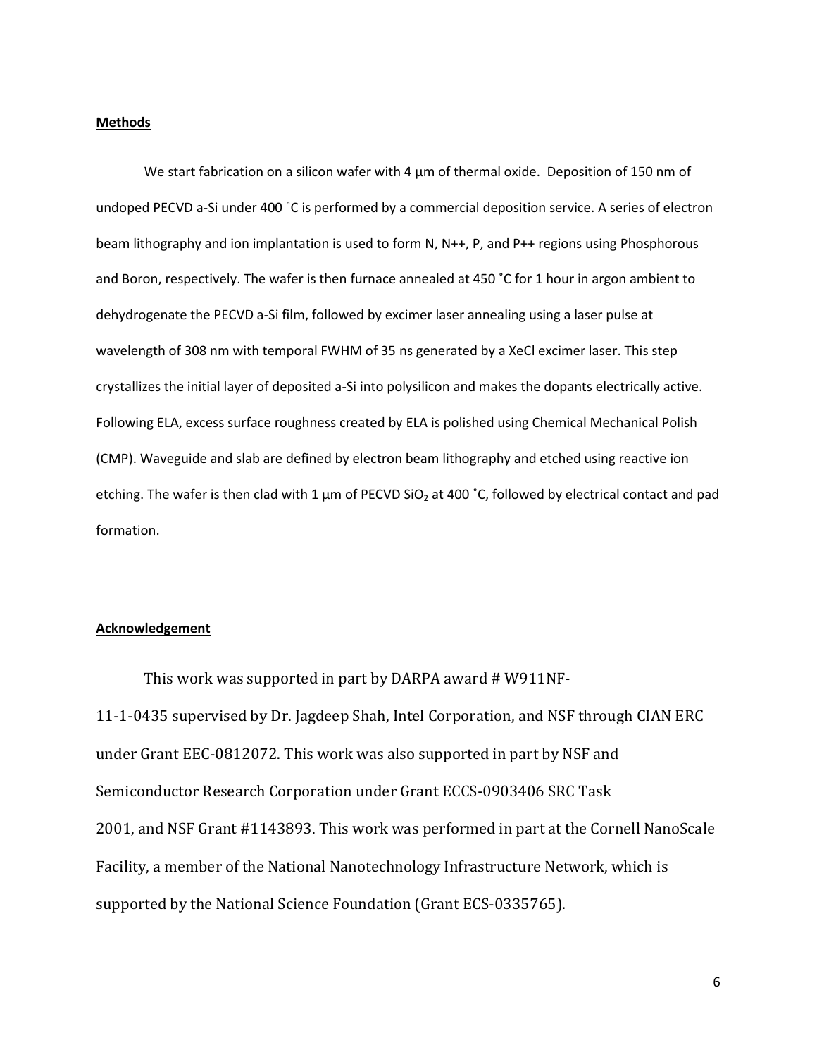## Methods

We start fabrication on a silicon wafer with 4 µm of thermal oxide. Deposition of 150 nm of undoped PECVD a-Si under 400 ˚C is performed by a commercial deposition service. A series of electron beam lithography and ion implantation is used to form N, N++, P, and P++ regions using Phosphorous and Boron, respectively. The wafer is then furnace annealed at 450 ˚C for 1 hour in argon ambient to dehydrogenate the PECVD a-Si film, followed by excimer laser annealing using a laser pulse at wavelength of 308 nm with temporal FWHM of 35 ns generated by a XeCl excimer laser. This step crystallizes the initial layer of deposited a-Si into polysilicon and makes the dopants electrically active. Following ELA, excess surface roughness created by ELA is polished using Chemical Mechanical Polish (CMP). Waveguide and slab are defined by electron beam lithography and etched using reactive ion etching. The wafer is then clad with 1 µm of PECVD $SiO_2$ at 400 ˚C, followed by electrical contact and pad formation.

## Acknowledgement

This work was supported in part by DARPA award # W911NF-11-1-0435 supervised by Dr. Jagdeep Shah, Intel Corporation, and NSF through CIAN ERC under Grant EEC-0812072. This work was also supported in part by NSF and Semiconductor Research Corporation under Grant ECCS-0903406 SRC Task 2001, and NSF Grant #1143893. This work was performed in part at the Cornell NanoScale Facility, a member of the National Nanotechnology Infrastructure Network, which is supported by the National Science Foundation (Grant ECS-0335765).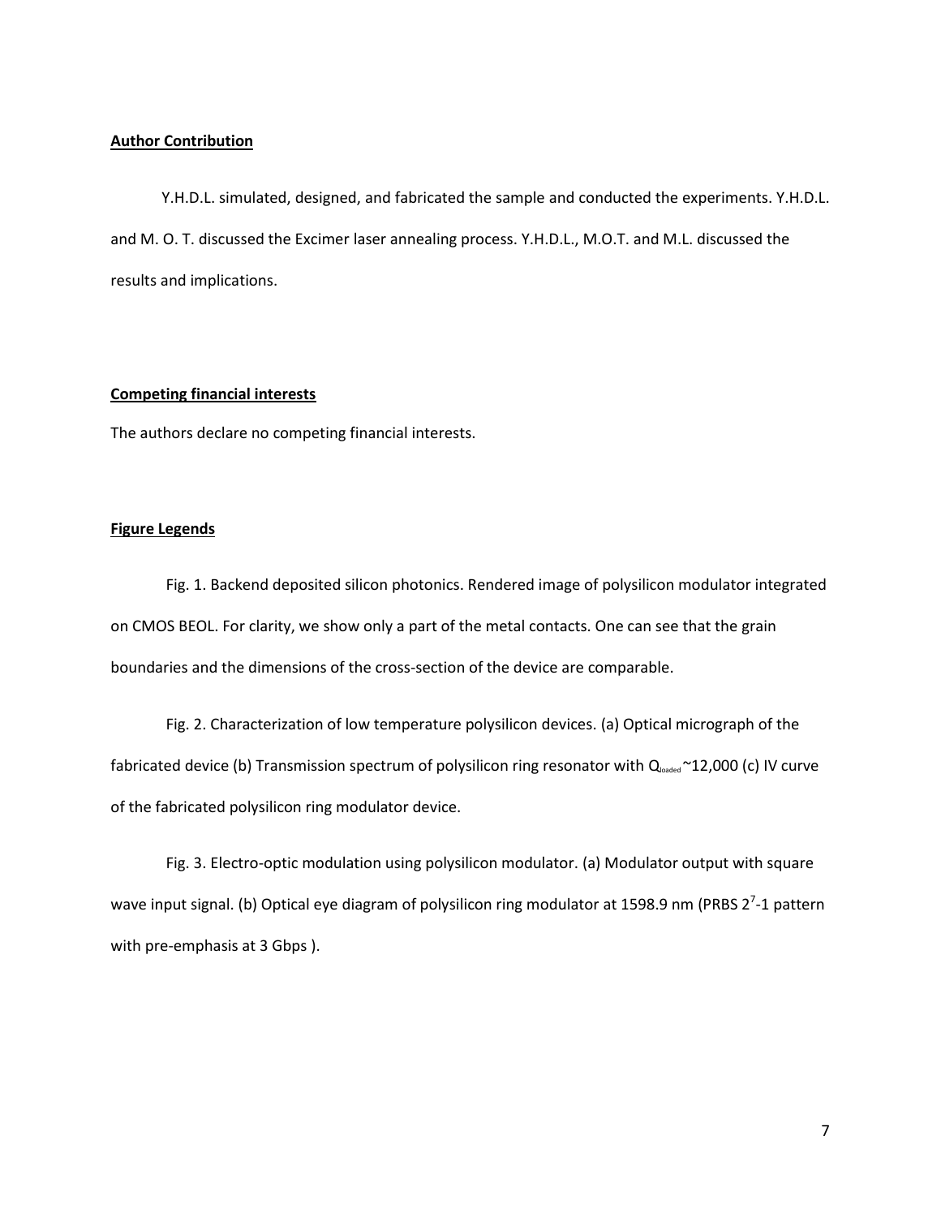## Author Contribution

Y.H.D.L. simulated, designed, and fabricated the sample and conducted the experiments. Y.H.D.L. and M. O. T. discussed the Excimer laser annealing process. Y.H.D.L., M.O.T. and M.L. discussed the results and implications.

## Competing financial interests

The authors declare no competing financial interests.

## Figure Legends

Fig. 1. Backend deposited silicon photonics. Rendered image of polysilicon modulator integrated on CMOS BEOL. For clarity, we show only a part of the metal contacts. One can see that the grain boundaries and the dimensions of the cross-section of the device are comparable.

Fig. 2. Characterization of low temperature polysilicon devices. (a) Optical micrograph of the fabricated device (b) Transmission spectrum of polysilicon ring resonator with $Q_{loaded}$ ~12,000 (c) IV curve of the fabricated polysilicon ring modulator device.

Fig. 3. Electro-optic modulation using polysilicon modulator. (a) Modulator output with square wave input signal. (b) Optical eye diagram of polysilicon ring modulator at 1598.9 nm (PRBS $2^7$-1 pattern with pre-emphasis at 3 Gbps ).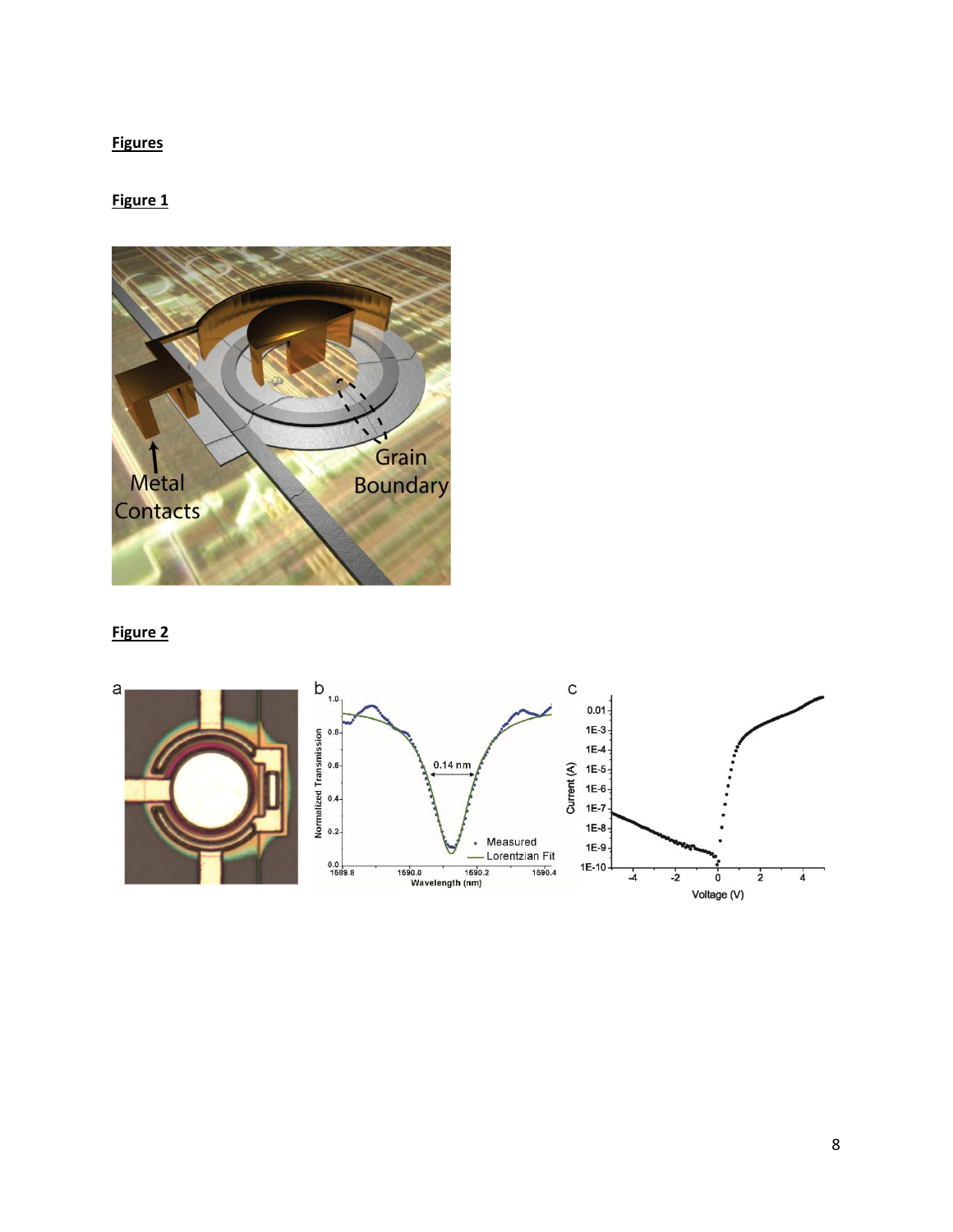**Figures**

**Figure 1**

**Figure 2**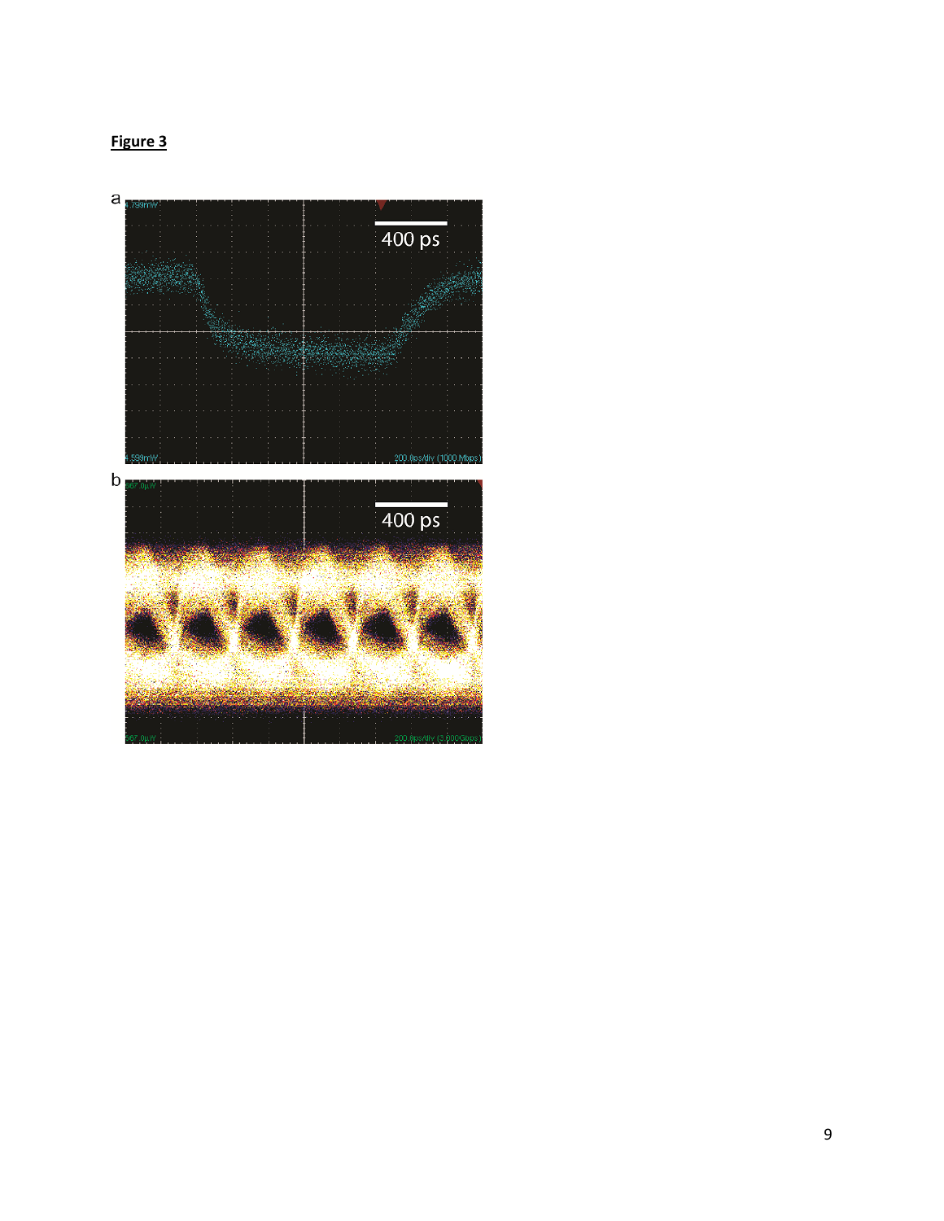**Figure 3**

a

400 ps

b

400 ps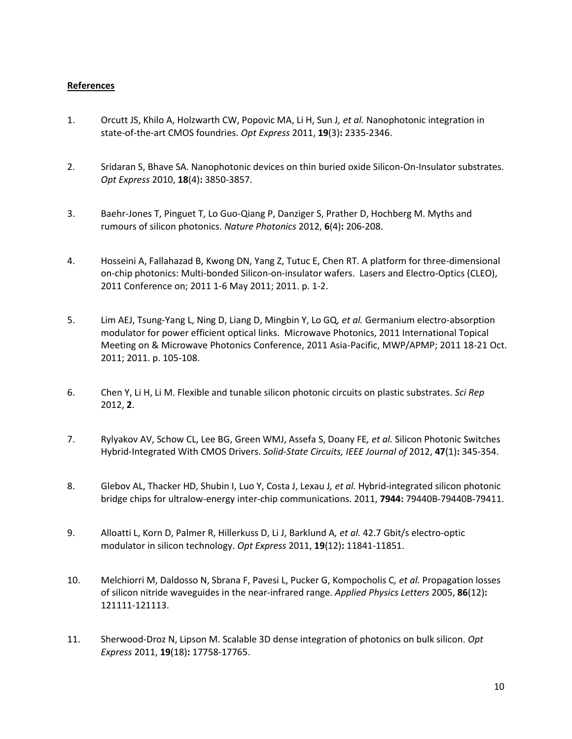**References**

1. Orcutt JS, Khilo A, Holzwarth CW, Popovic MA, Li H, Sun J*, et al.* Nanophotonic integration in state-of-the-art CMOS foundries. *Opt Express* 2011, **19**(3)**:** 2335-2346.

2. Sridaran S, Bhave SA. Nanophotonic devices on thin buried oxide Silicon-On-Insulator substrates. *Opt Express* 2010, **18**(4)**:** 3850-3857.

3. Baehr-Jones T, Pinguet T, Lo Guo-Qiang P, Danziger S, Prather D, Hochberg M. Myths and rumours of silicon photonics. *Nature Photonics* 2012, **6**(4)**:** 206-208.

4. Hosseini A, Fallahazad B, Kwong DN, Yang Z, Tutuc E, Chen RT. A platform for three-dimensional on-chip photonics: Multi-bonded Silicon-on-insulator wafers. Lasers and Electro-Optics (CLEO), 2011 Conference on; 2011 1-6 May 2011; 2011. p. 1-2.

5. Lim AEJ, Tsung-Yang L, Ning D, Liang D, Mingbin Y, Lo GQ*, et al.* Germanium electro-absorption modulator for power efficient optical links. Microwave Photonics, 2011 International Topical Meeting on & Microwave Photonics Conference, 2011 Asia-Pacific, MWP/APMP; 2011 18-21 Oct. 2011; 2011. p. 105-108.

6. Chen Y, Li H, Li M. Flexible and tunable silicon photonic circuits on plastic substrates. *Sci Rep* 2012, **2**.

7. Rylyakov AV, Schow CL, Lee BG, Green WMJ, Assefa S, Doany FE*, et al.* Silicon Photonic Switches Hybrid-Integrated With CMOS Drivers. *Solid-State Circuits, IEEE Journal of* 2012, **47**(1)**:** 345-354.

8. Glebov AL, Thacker HD, Shubin I, Luo Y, Costa J, Lexau J*, et al.* Hybrid-integrated silicon photonic bridge chips for ultralow-energy inter-chip communications. 2011, **7944:** 79440B-79440B-79411.

9. Alloatti L, Korn D, Palmer R, Hillerkuss D, Li J, Barklund A*, et al.* 42.7 Gbit/s electro-optic modulator in silicon technology. *Opt Express* 2011, **19**(12)**:** 11841-11851.

10. Melchiorri M, Daldosso N, Sbrana F, Pavesi L, Pucker G, Kompocholis C*, et al.* Propagation losses of silicon nitride waveguides in the near-infrared range. *Applied Physics Letters* 2005, **86**(12)**:** 121111-121113.

11. Sherwood-Droz N, Lipson M. Scalable 3D dense integration of photonics on bulk silicon. *Opt Express* 2011, **19**(18)**:** 17758-17765.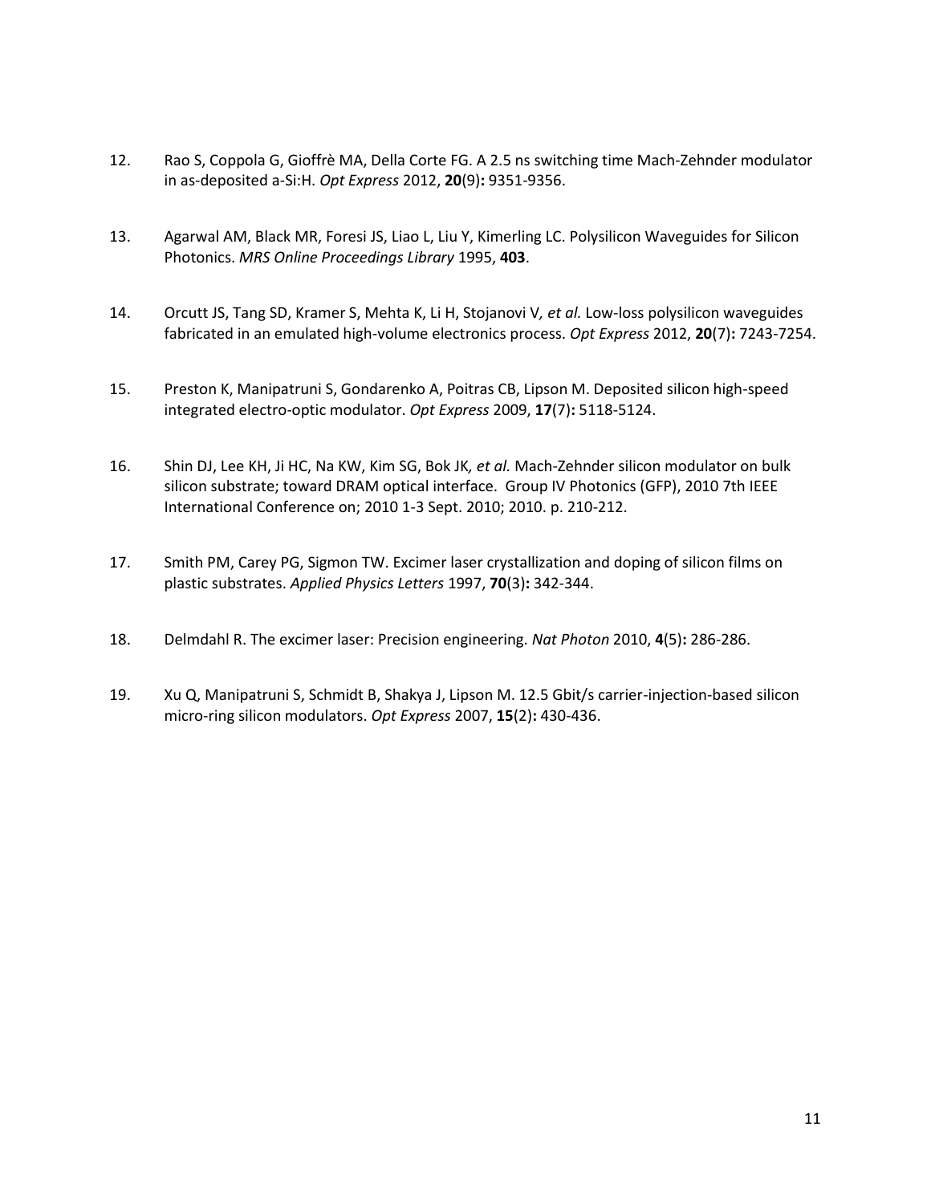12. Rao S, Coppola G, Gioffrè MA, Della Corte FG. A 2.5 ns switching time Mach-Zehnder modulator in as-deposited a-Si:H. *Opt Express* 2012, **20**(9)**:** 9351-9356.

13. Agarwal AM, Black MR, Foresi JS, Liao L, Liu Y, Kimerling LC. Polysilicon Waveguides for Silicon Photonics. *MRS Online Proceedings Library* 1995, **403**.

14. Orcutt JS, Tang SD, Kramer S, Mehta K, Li H, Stojanovi V*, et al.* Low-loss polysilicon waveguides fabricated in an emulated high-volume electronics process. *Opt Express* 2012, **20**(7)**:** 7243-7254.

15. Preston K, Manipatruni S, Gondarenko A, Poitras CB, Lipson M. Deposited silicon high-speed integrated electro-optic modulator. *Opt Express* 2009, **17**(7)**:** 5118-5124.

16. Shin DJ, Lee KH, Ji HC, Na KW, Kim SG, Bok JK*, et al.* Mach-Zehnder silicon modulator on bulk silicon substrate; toward DRAM optical interface. Group IV Photonics (GFP), 2010 7th IEEE International Conference on; 2010 1-3 Sept. 2010; 2010. p. 210-212.

17. Smith PM, Carey PG, Sigmon TW. Excimer laser crystallization and doping of silicon films on plastic substrates. *Applied Physics Letters* 1997, **70**(3)**:** 342-344.

18. Delmdahl R. The excimer laser: Precision engineering. *Nat Photon* 2010, **4**(5)**:** 286-286.

19. Xu Q, Manipatruni S, Schmidt B, Shakya J, Lipson M. 12.5 Gbit/s carrier-injection-based silicon micro-ring silicon modulators. *Opt Express* 2007, **15**(2)**:** 430-436.